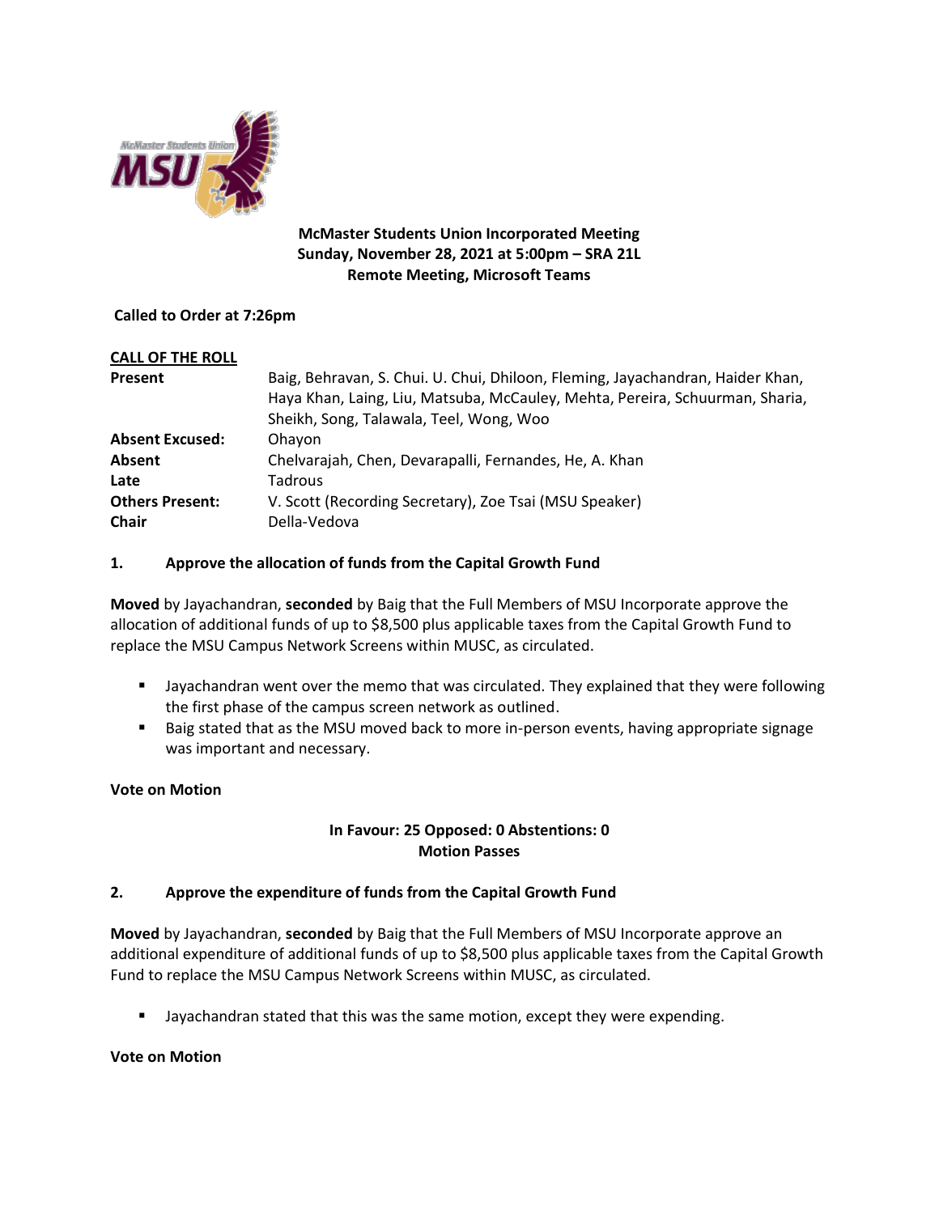**McMaster Students Union Incorporated Meeting**
**Sunday, November 28, 2021 at 5:00pm – SRA 21L**
**Remote Meeting, Microsoft Teams**

**Called to Order at 7:26pm**

**CALL OF THE ROLL**

| | |
|---|---|
| **Present** | Baig, Behravan, S. Chui. U. Chui, Dhiloon, Fleming, Jayachandran, Haider Khan, Haya Khan, Laing, Liu, Matsuba, McCauley, Mehta, Pereira, Schuurman, Sharia, Sheikh, Song, Talawala, Teel, Wong, Woo |
| **Absent Excused:** | Ohayon |
| **Absent** | Chelvarajah, Chen, Devarapalli, Fernandes, He, A. Khan |
| **Late** | Tadrous |
| **Others Present:** | V. Scott (Recording Secretary), Zoe Tsai (MSU Speaker) |
| **Chair** | Della-Vedova |

**1. Approve the allocation of funds from the Capital Growth Fund**

**Moved** by Jayachandran, **seconded** by Baig that the Full Members of MSU Incorporate approve the allocation of additional funds of up to $8,500 plus applicable taxes from the Capital Growth Fund to replace the MSU Campus Network Screens within MUSC, as circulated.

- Jayachandran went over the memo that was circulated. They explained that they were following the first phase of the campus screen network as outlined.
- Baig stated that as the MSU moved back to more in-person events, having appropriate signage was important and necessary.

**Vote on Motion**

**In Favour: 25 Opposed: 0 Abstentions: 0**
**Motion Passes**

**2. Approve the expenditure of funds from the Capital Growth Fund**

**Moved** by Jayachandran, **seconded** by Baig that the Full Members of MSU Incorporate approve an additional expenditure of additional funds of up to $8,500 plus applicable taxes from the Capital Growth Fund to replace the MSU Campus Network Screens within MUSC, as circulated.

- Jayachandran stated that this was the same motion, except they were expending.

**Vote on Motion**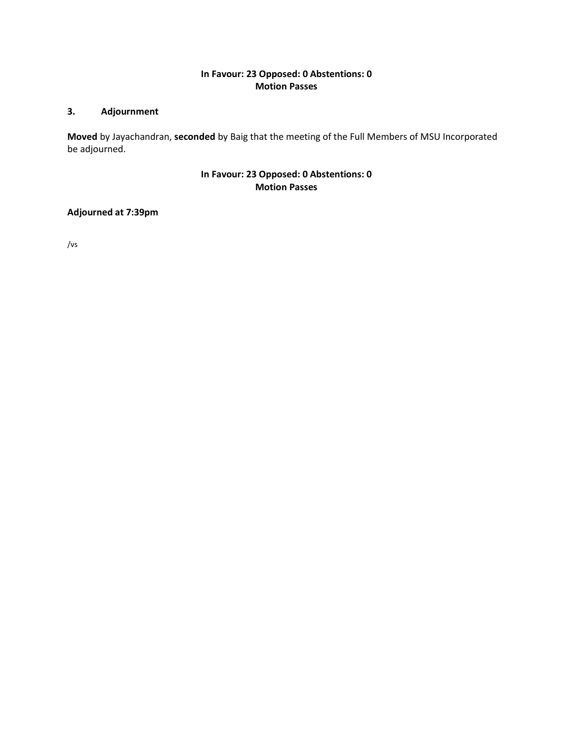**In Favour: 23 Opposed: 0 Abstentions: 0**
**Motion Passes**

## 3. Adjournment

**Moved** by Jayachandran, **seconded** by Baig that the meeting of the Full Members of MSU Incorporated be adjourned.

**In Favour: 23 Opposed: 0 Abstentions: 0**
**Motion Passes**

**Adjourned at 7:39pm**

/vs